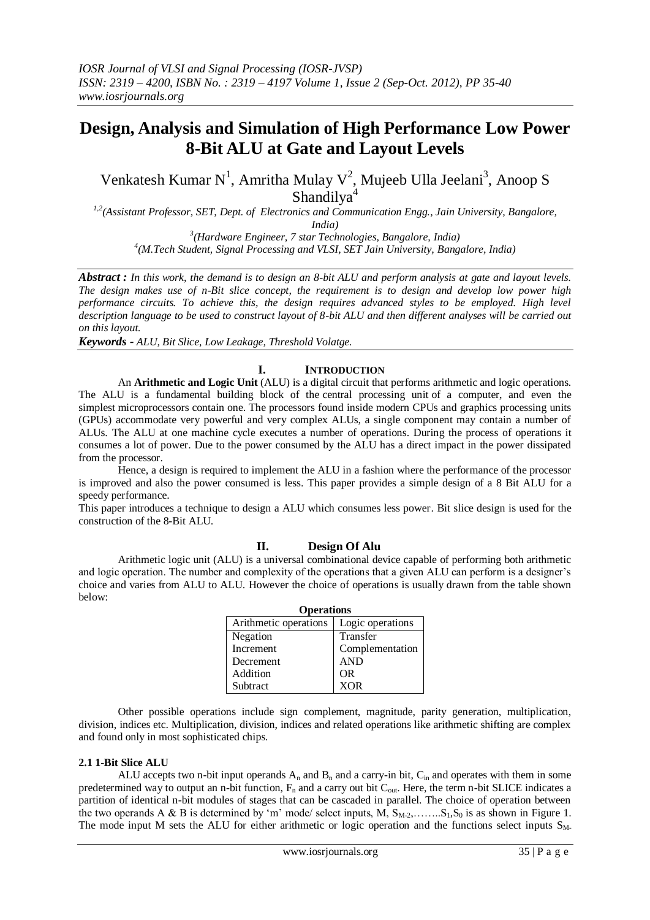# Design, Analysis and Simulation of High Performance Low Power 8-Bit ALU at Gate and Layout Levels

Venkatesh Kumar N[1], Amritha Mulay V[2], Mujeeb Ulla Jeelani[3], Anoop S Shandilya[4]

[1,2](Assistant Professor, SET, Dept. of Electronics and Communication Engg., Jain University, Bangalore, India)
[3](Hardware Engineer, 7 star Technologies, Bangalore, India)
[4](M.Tech Student, Signal Processing and VLSI, SET Jain University, Bangalore, India)

***Abstract :*** *In this work, the demand is to design an 8-bit ALU and perform analysis at gate and layout levels. The design makes use of n-Bit slice concept, the requirement is to design and develop low power high performance circuits. To achieve this, the design requires advanced styles to be employed. High level description language to be used to construct layout of 8-bit ALU and then different analyses will be carried out on this layout.*

***Keywords -*** *ALU, Bit Slice, Low Leakage, Threshold Volatge.*

## I. INTRODUCTION

An **Arithmetic and Logic Unit** (ALU) is a digital circuit that performs arithmetic and logic operations. The ALU is a fundamental building block of the central processing unit of a computer, and even the simplest microprocessors contain one. The processors found inside modern CPUs and graphics processing units (GPUs) accommodate very powerful and very complex ALUs, a single component may contain a number of ALUs. The ALU at one machine cycle executes a number of operations. During the process of operations it consumes a lot of power. Due to the power consumed by the ALU has a direct impact in the power dissipated from the processor.

Hence, a design is required to implement the ALU in a fashion where the performance of the processor is improved and also the power consumed is less. This paper provides a simple design of a 8 Bit ALU for a speedy performance.

This paper introduces a technique to design a ALU which consumes less power. Bit slice design is used for the construction of the 8-Bit ALU.

## II. Design Of Alu

Arithmetic logic unit (ALU) is a universal combinational device capable of performing both arithmetic and logic operation. The number and complexity of the operations that a given ALU can perform is a designer's choice and varies from ALU to ALU. However the choice of operations is usually drawn from the table shown below:

**Operations**

| Arithmetic operations | Logic operations |
|---|---|
| Negation | Transfer |
| Increment | Complementation |
| Decrement | AND |
| Addition | OR |
| Subtract | XOR |

Other possible operations include sign complement, magnitude, parity generation, multiplication, division, indices etc. Multiplication, division, indices and related operations like arithmetic shifting are complex and found only in most sophisticated chips.

### 2.1 1-Bit Slice ALU

ALU accepts two n-bit input operands $A_n$ and $B_n$ and a carry-in bit, $C_{in}$ and operates with them in some predetermined way to output an n-bit function, $F_n$ and a carry out bit $C_{out}$. Here, the term n-bit SLICE indicates a partition of identical n-bit modules of stages that can be cascaded in parallel. The choice of operation between the two operands A & B is determined by 'm' mode/ select inputs, M, $S_{M-2}$,……..$S_1$,$S_0$ is as shown in Figure 1. The mode input M sets the ALU for either arithmetic or logic operation and the functions select inputs $S_{M-}$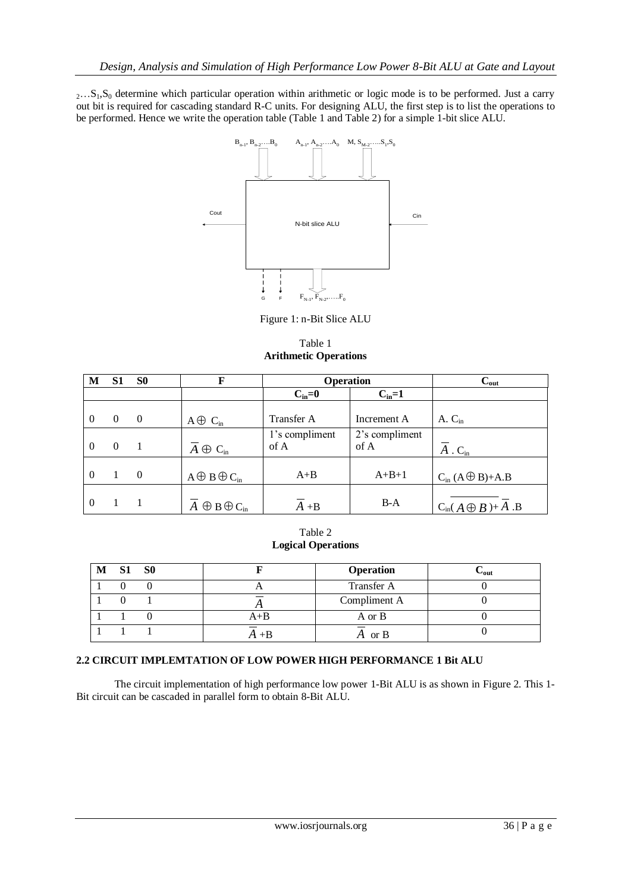$_{2}\ldots S_1,S_0$ determine which particular operation within arithmetic or logic mode is to be performed. Just a carry out bit is required for cascading standard R-C units. For designing ALU, the first step is to list the operations to be performed. Hence we write the operation table (Table 1 and Table 2) for a simple 1-bit slice ALU.

Figure 1: n-Bit Slice ALU

Table 1
**Arithmetic Operations**

| M | S1 | S0 | F | Operation | | $C_{out}$ |
|---|---|---|---|---|---|---|
| | | | | $C_{in}=0$ | $C_{in}=1$ | |
| 0 | 0 | 0 | $A \oplus C_{in}$ | Transfer A | Increment A | $A.\ C_{in}$ |
| 0 | 0 | 1 | $\overline{A} \oplus C_{in}$ | 1's compliment of A | 2's compliment of A | $\overline{A}\ .\ C_{in}$ |
| 0 | 1 | 0 | $A \oplus B \oplus C_{in}$ | A+B | A+B+1 | $C_{in}\ (A \oplus B)+A.B$ |
| 0 | 1 | 1 | $\overline{A} \oplus B \oplus C_{in}$ | $\overline{A}$ +B | B-A | $C_{in}(\overline{A \oplus B})+\overline{A}\ .B$ |

Table 2
**Logical Operations**

| M | S1 | S0 | F | Operation | $C_{out}$ |
|---|---|---|---|---|---|
| 1 | 0 | 0 | A | Transfer A | 0 |
| 1 | 0 | 1 | $\overline{A}$ | Compliment A | 0 |
| 1 | 1 | 0 | A+B | A or B | 0 |
| 1 | 1 | 1 | $\overline{A}$ +B | $\overline{A}$ or B | 0 |

### 2.2 CIRCUIT IMPLEMTATION OF LOW POWER HIGH PERFORMANCE 1 Bit ALU

The circuit implementation of high performance low power 1-Bit ALU is as shown in Figure 2. This 1-Bit circuit can be cascaded in parallel form to obtain 8-Bit ALU.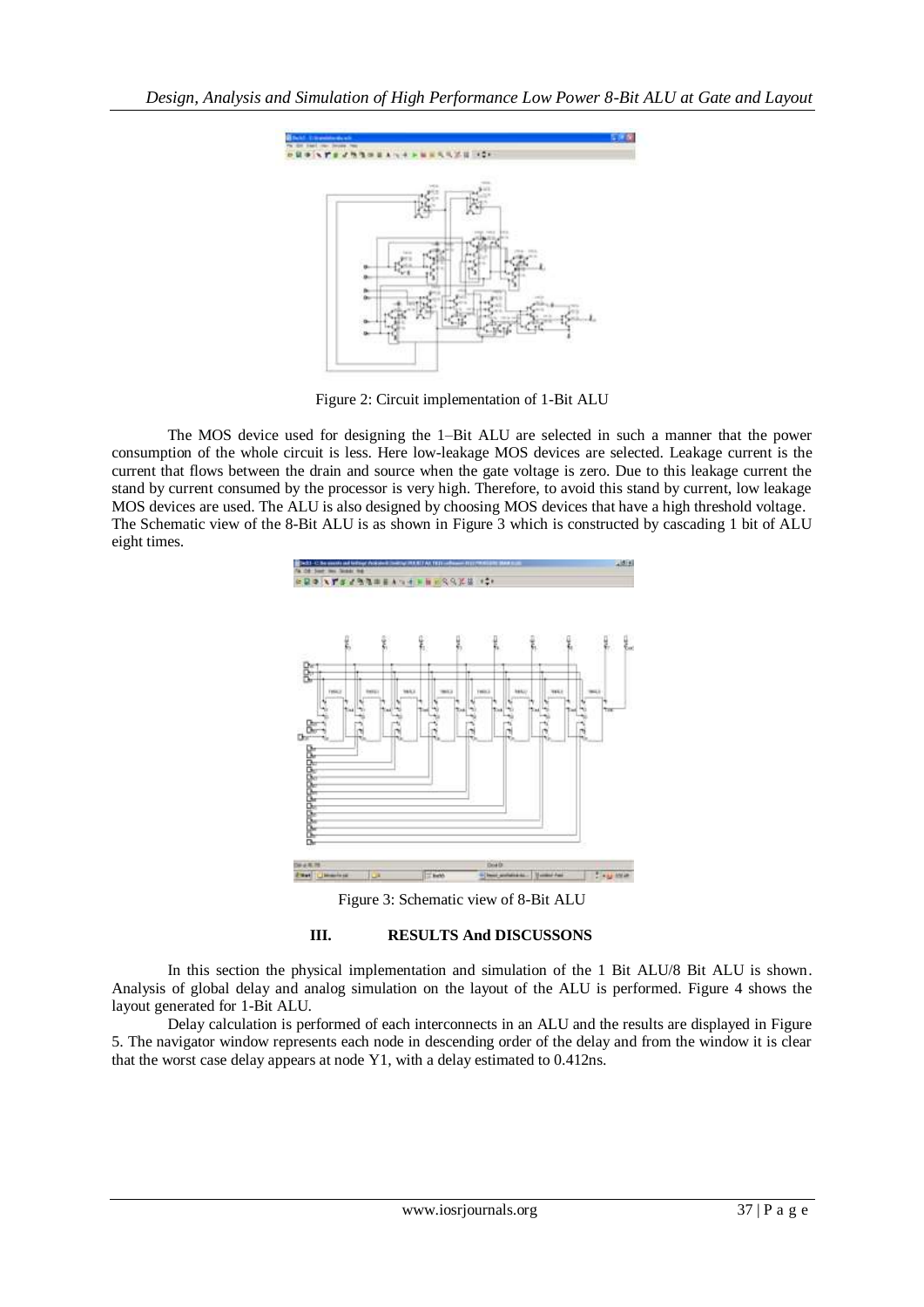Figure 2: Circuit implementation of 1-Bit ALU

The MOS device used for designing the 1–Bit ALU are selected in such a manner that the power consumption of the whole circuit is less. Here low-leakage MOS devices are selected. Leakage current is the current that flows between the drain and source when the gate voltage is zero. Due to this leakage current the stand by current consumed by the processor is very high. Therefore, to avoid this stand by current, low leakage MOS devices are used. The ALU is also designed by choosing MOS devices that have a high threshold voltage. The Schematic view of the 8-Bit ALU is as shown in Figure 3 which is constructed by cascading 1 bit of ALU eight times.

Figure 3: Schematic view of 8-Bit ALU

## III. RESULTS And DISCUSSONS

In this section the physical implementation and simulation of the 1 Bit ALU/8 Bit ALU is shown. Analysis of global delay and analog simulation on the layout of the ALU is performed. Figure 4 shows the layout generated for 1-Bit ALU.

Delay calculation is performed of each interconnects in an ALU and the results are displayed in Figure 5. The navigator window represents each node in descending order of the delay and from the window it is clear that the worst case delay appears at node Y1, with a delay estimated to 0.412ns.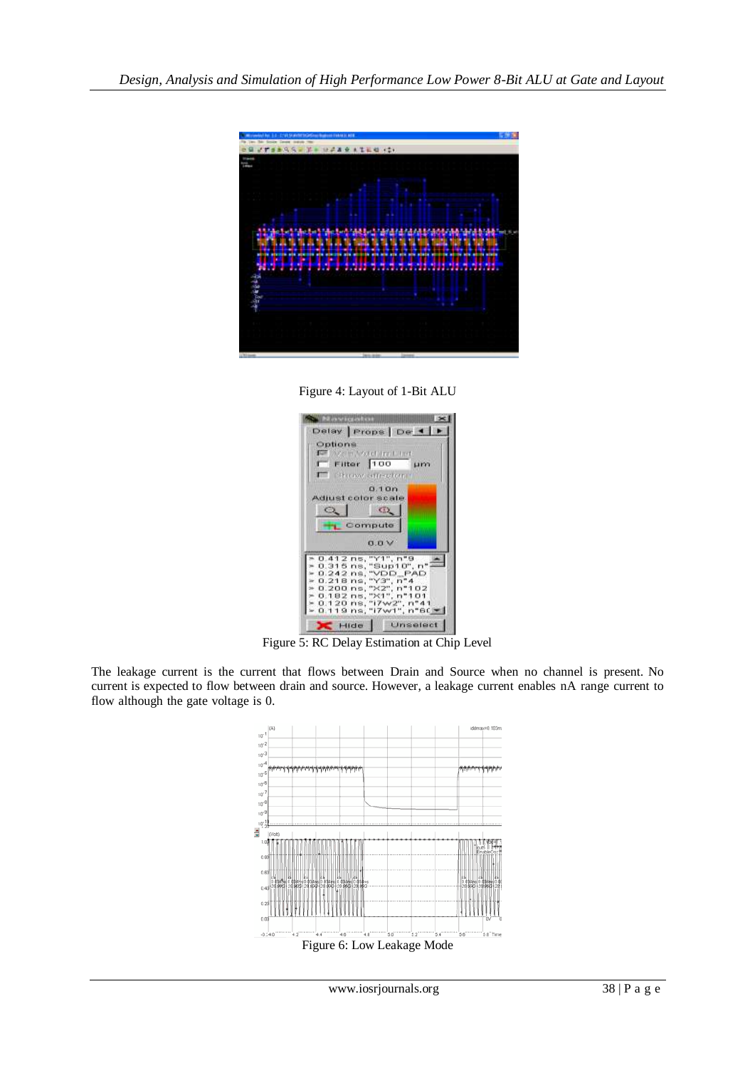Figure 4: Layout of 1-Bit ALU

Figure 5: RC Delay Estimation at Chip Level

The leakage current is the current that flows between Drain and Source when no channel is present. No current is expected to flow between drain and source. However, a leakage current enables nA range current to flow although the gate voltage is 0.

Figure 6: Low Leakage Mode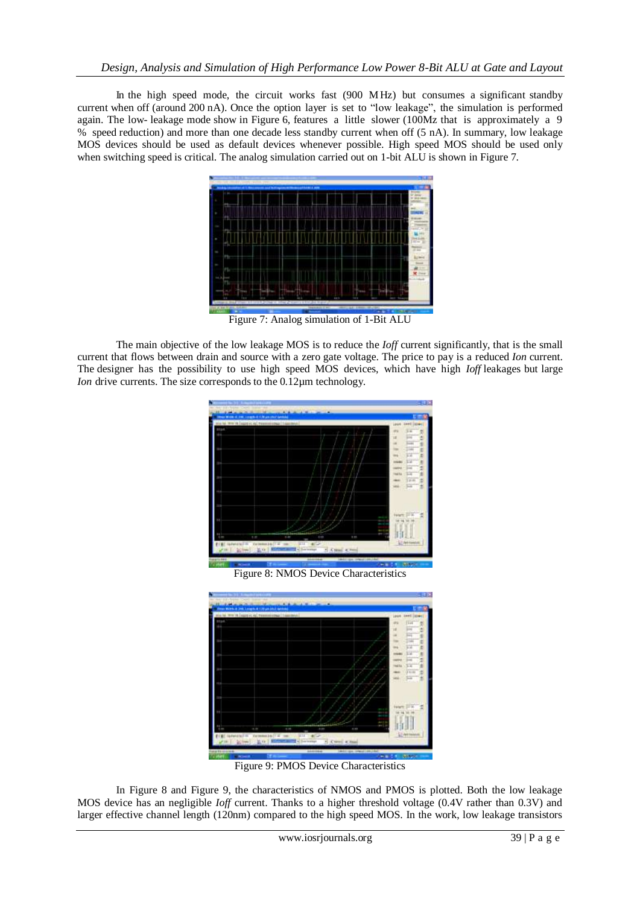In the high speed mode, the circuit works fast (900 MHz) but consumes a significant standby current when off (around 200 nA). Once the option layer is set to "low leakage", the simulation is performed again. The low- leakage mode show in Figure 6, features a little slower (100Mz that is approximately a 9 % speed reduction) and more than one decade less standby current when off (5 nA). In summary, low leakage MOS devices should be used as default devices whenever possible. High speed MOS should be used only when switching speed is critical. The analog simulation carried out on 1-bit ALU is shown in Figure 7.

Figure 7: Analog simulation of 1-Bit ALU

The main objective of the low leakage MOS is to reduce the *Ioff* current significantly, that is the small current that flows between drain and source with a zero gate voltage. The price to pay is a reduced *Ion* current. The designer has the possibility to use high speed MOS devices, which have high *Ioff* leakages but large *Ion* drive currents. The size corresponds to the 0.12µm technology.

Figure 8: NMOS Device Characteristics

Figure 9: PMOS Device Characteristics

In Figure 8 and Figure 9, the characteristics of NMOS and PMOS is plotted. Both the low leakage MOS device has an negligible *Ioff* current. Thanks to a higher threshold voltage (0.4V rather than 0.3V) and larger effective channel length (120nm) compared to the high speed MOS. In the work, low leakage transistors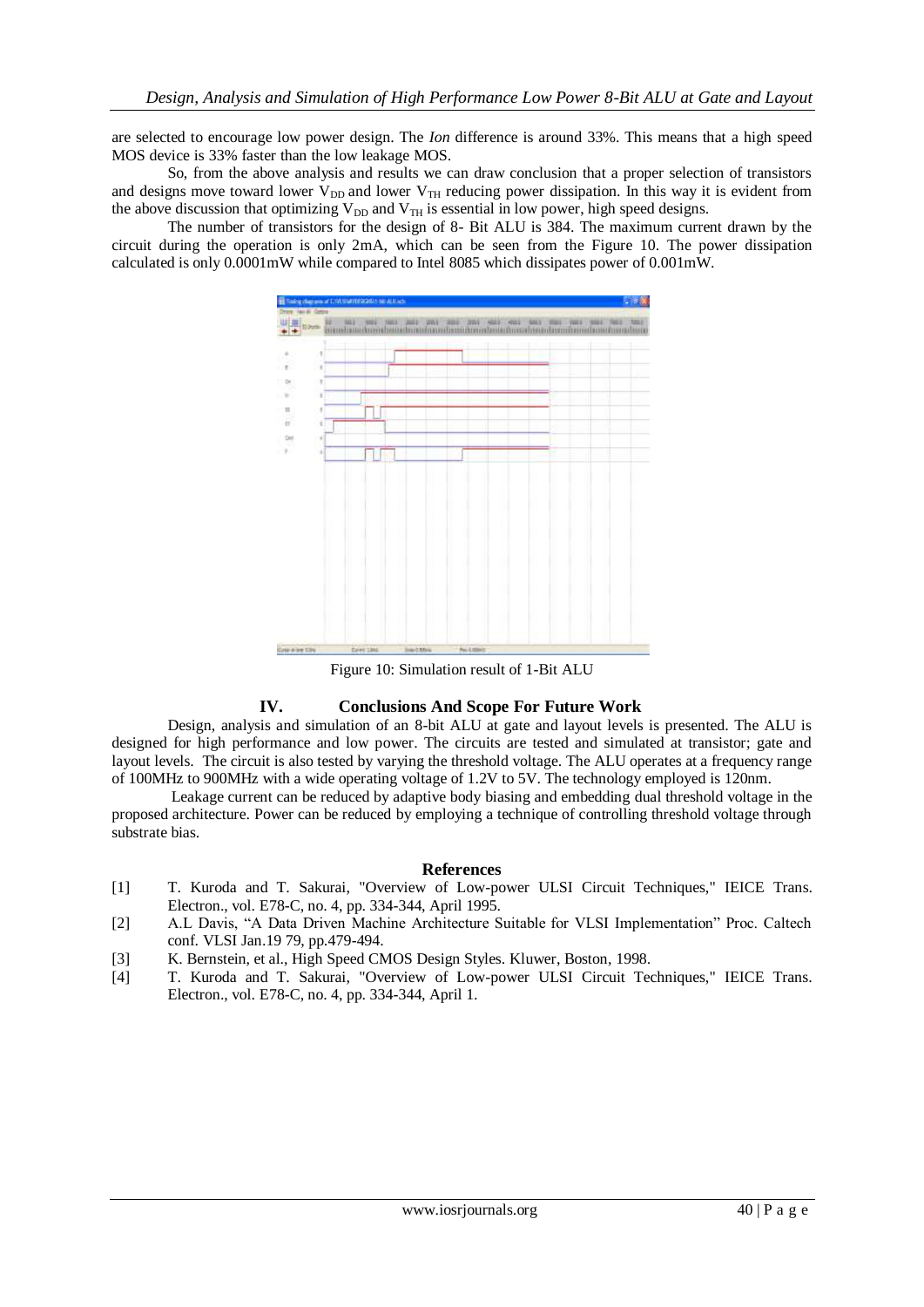are selected to encourage low power design. The *Ion* difference is around 33%. This means that a high speed MOS device is 33% faster than the low leakage MOS.

So, from the above analysis and results we can draw conclusion that a proper selection of transistors and designs move toward lower $V_{DD}$ and lower $V_{TH}$ reducing power dissipation. In this way it is evident from the above discussion that optimizing $V_{DD}$ and $V_{TH}$ is essential in low power, high speed designs.

The number of transistors for the design of 8- Bit ALU is 384. The maximum current drawn by the circuit during the operation is only 2mA, which can be seen from the Figure 10. The power dissipation calculated is only 0.0001mW while compared to Intel 8085 which dissipates power of 0.001mW.

Figure 10: Simulation result of 1-Bit ALU

## IV. Conclusions And Scope For Future Work

Design, analysis and simulation of an 8-bit ALU at gate and layout levels is presented. The ALU is designed for high performance and low power. The circuits are tested and simulated at transistor; gate and layout levels. The circuit is also tested by varying the threshold voltage. The ALU operates at a frequency range of 100MHz to 900MHz with a wide operating voltage of 1.2V to 5V. The technology employed is 120nm.

Leakage current can be reduced by adaptive body biasing and embedding dual threshold voltage in the proposed architecture. Power can be reduced by employing a technique of controlling threshold voltage through substrate bias.

## References

[1] T. Kuroda and T. Sakurai, "Overview of Low-power ULSI Circuit Techniques," IEICE Trans. Electron., vol. E78-C, no. 4, pp. 334-344, April 1995.

[2] A.L Davis, "A Data Driven Machine Architecture Suitable for VLSI Implementation" Proc. Caltech conf. VLSI Jan.19 79, pp.479-494.

[3] K. Bernstein, et al., High Speed CMOS Design Styles. Kluwer, Boston, 1998.

[4] T. Kuroda and T. Sakurai, "Overview of Low-power ULSI Circuit Techniques," IEICE Trans. Electron., vol. E78-C, no. 4, pp. 334-344, April 1.